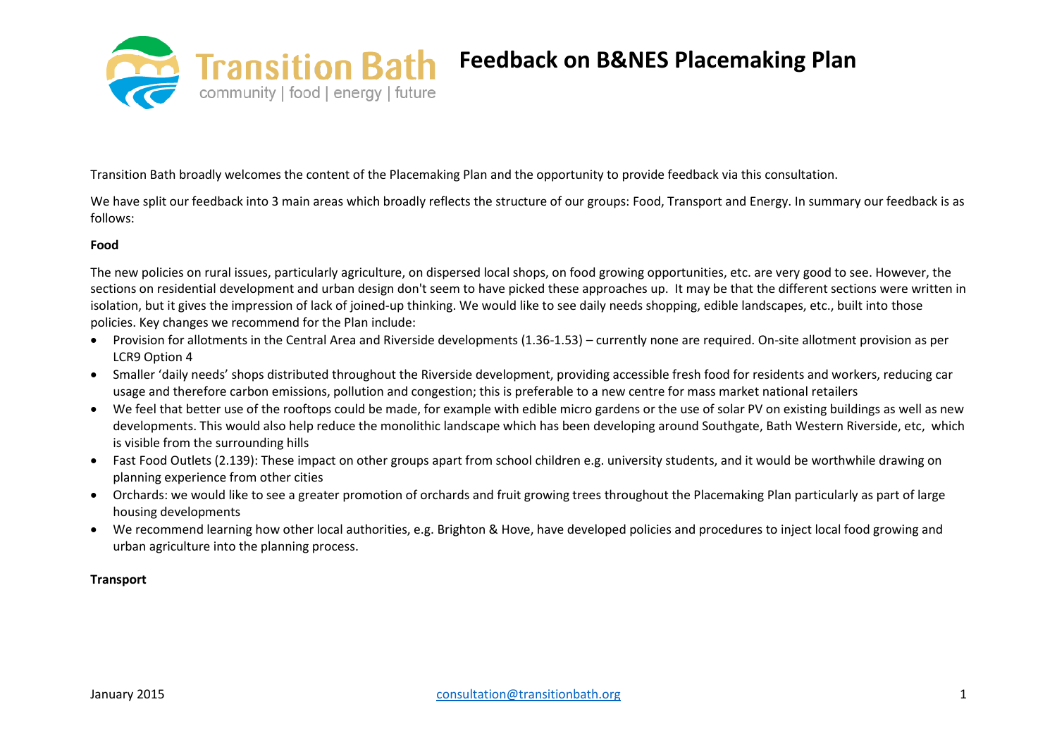# Feedback on B&NES Placemaking Plan

Transition Bath broadly welcomes the content of the Placemaking Plan and the opportunity to provide feedback via this consultation.

We have split our feedback into 3 main areas which broadly reflects the structure of our groups: Food, Transport and Energy. In summary our feedback is as follows:

**Food**

The new policies on rural issues, particularly agriculture, on dispersed local shops, on food growing opportunities, etc. are very good to see. However, the sections on residential development and urban design don't seem to have picked these approaches up. It may be that the different sections were written in isolation, but it gives the impression of lack of joined-up thinking. We would like to see daily needs shopping, edible landscapes, etc., built into those policies. Key changes we recommend for the Plan include:

- Provision for allotments in the Central Area and Riverside developments (1.36-1.53) – currently none are required. On-site allotment provision as per LCR9 Option 4
- Smaller 'daily needs' shops distributed throughout the Riverside development, providing accessible fresh food for residents and workers, reducing car usage and therefore carbon emissions, pollution and congestion; this is preferable to a new centre for mass market national retailers
- We feel that better use of the rooftops could be made, for example with edible micro gardens or the use of solar PV on existing buildings as well as new developments. This would also help reduce the monolithic landscape which has been developing around Southgate, Bath Western Riverside, etc, which is visible from the surrounding hills
- Fast Food Outlets (2.139): These impact on other groups apart from school children e.g. university students, and it would be worthwhile drawing on planning experience from other cities
- Orchards: we would like to see a greater promotion of orchards and fruit growing trees throughout the Placemaking Plan particularly as part of large housing developments
- We recommend learning how other local authorities, e.g. Brighton & Hove, have developed policies and procedures to inject local food growing and urban agriculture into the planning process.

**Transport**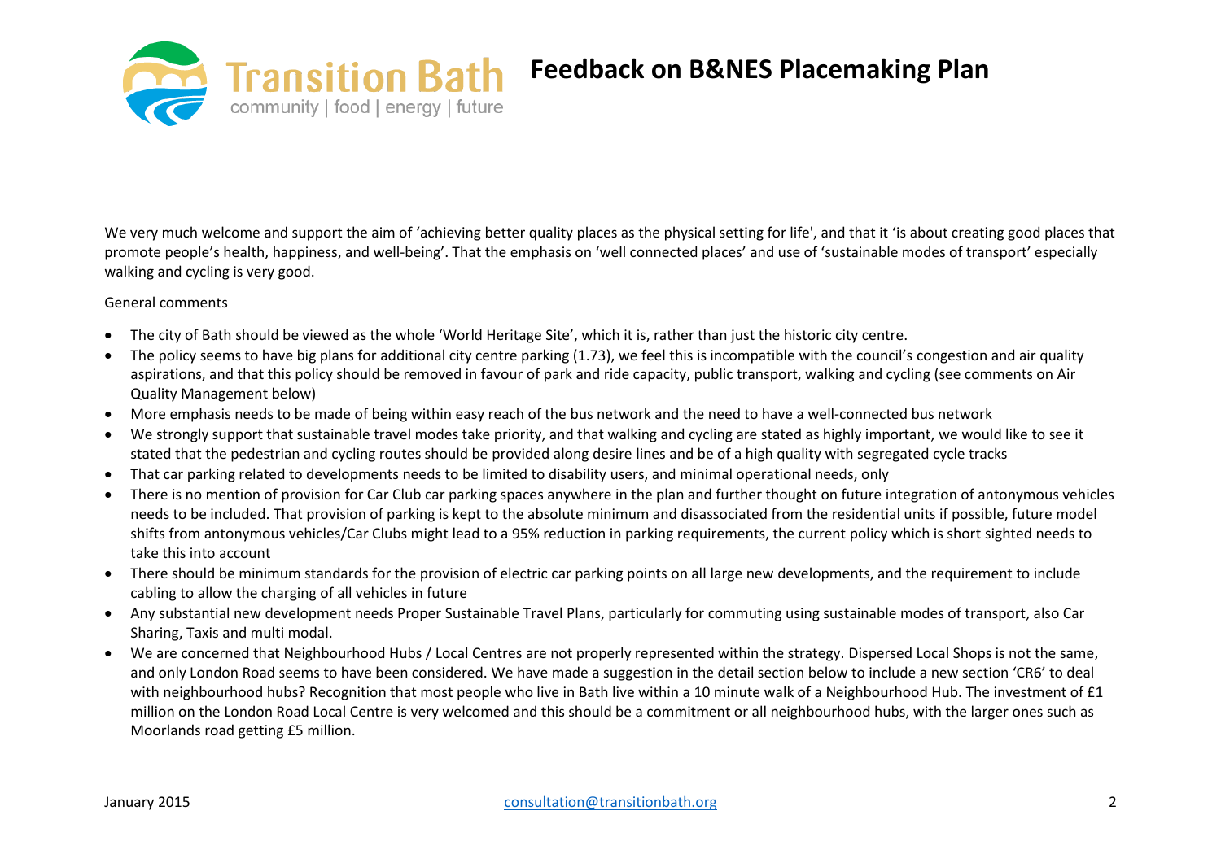# Feedback on B&NES Placemaking Plan

We very much welcome and support the aim of 'achieving better quality places as the physical setting for life', and that it 'is about creating good places that promote people's health, happiness, and well-being'. That the emphasis on 'well connected places' and use of 'sustainable modes of transport' especially walking and cycling is very good.

General comments

- The city of Bath should be viewed as the whole 'World Heritage Site', which it is, rather than just the historic city centre.
- The policy seems to have big plans for additional city centre parking (1.73), we feel this is incompatible with the council's congestion and air quality aspirations, and that this policy should be removed in favour of park and ride capacity, public transport, walking and cycling (see comments on Air Quality Management below)
- More emphasis needs to be made of being within easy reach of the bus network and the need to have a well-connected bus network
- We strongly support that sustainable travel modes take priority, and that walking and cycling are stated as highly important, we would like to see it stated that the pedestrian and cycling routes should be provided along desire lines and be of a high quality with segregated cycle tracks
- That car parking related to developments needs to be limited to disability users, and minimal operational needs, only
- There is no mention of provision for Car Club car parking spaces anywhere in the plan and further thought on future integration of antonymous vehicles needs to be included. That provision of parking is kept to the absolute minimum and disassociated from the residential units if possible, future model shifts from antonymous vehicles/Car Clubs might lead to a 95% reduction in parking requirements, the current policy which is short sighted needs to take this into account
- There should be minimum standards for the provision of electric car parking points on all large new developments, and the requirement to include cabling to allow the charging of all vehicles in future
- Any substantial new development needs Proper Sustainable Travel Plans, particularly for commuting using sustainable modes of transport, also Car Sharing, Taxis and multi modal.
- We are concerned that Neighbourhood Hubs / Local Centres are not properly represented within the strategy. Dispersed Local Shops is not the same, and only London Road seems to have been considered. We have made a suggestion in the detail section below to include a new section 'CR6' to deal with neighbourhood hubs? Recognition that most people who live in Bath live within a 10 minute walk of a Neighbourhood Hub. The investment of £1 million on the London Road Local Centre is very welcomed and this should be a commitment or all neighbourhood hubs, with the larger ones such as Moorlands road getting £5 million.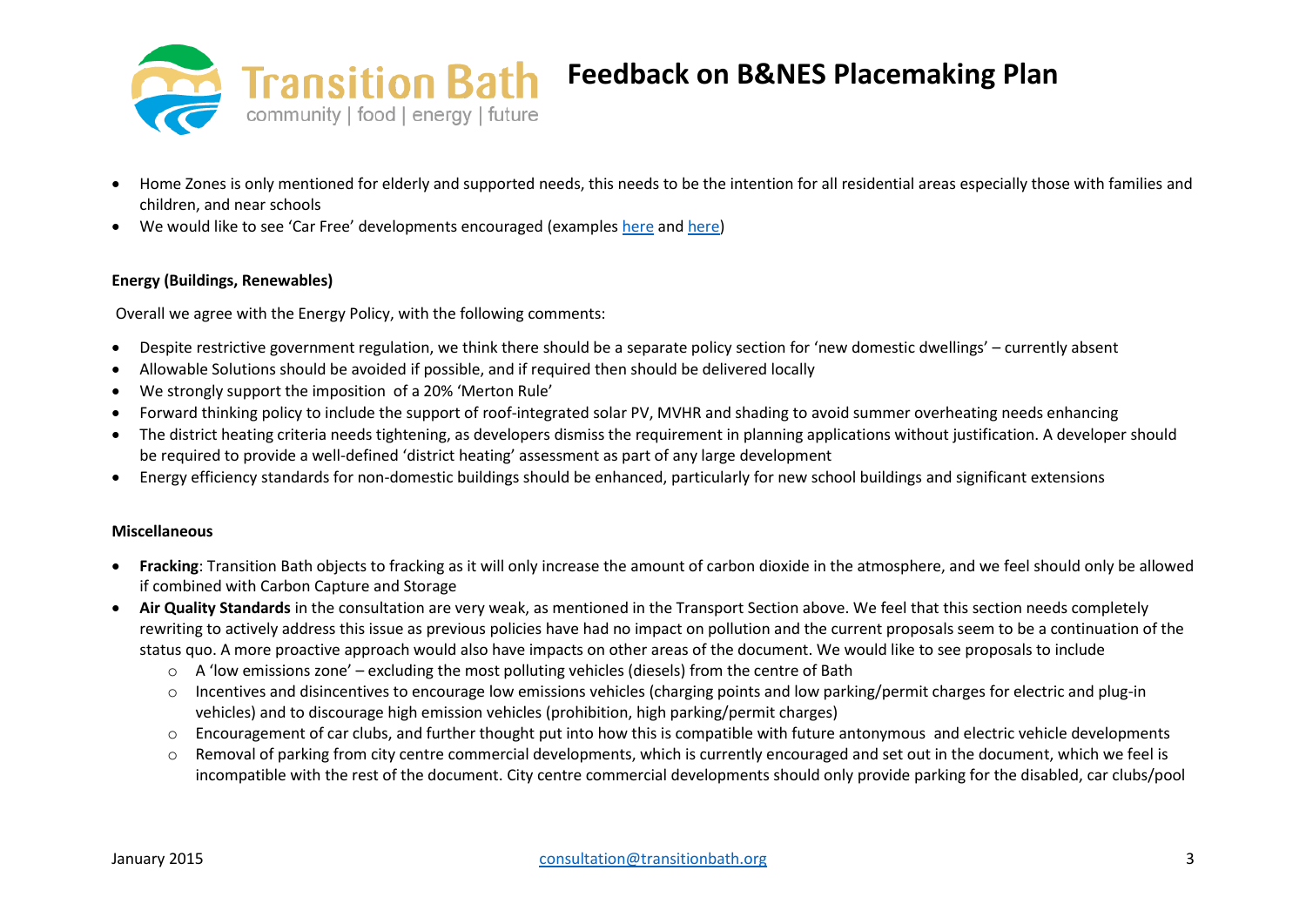- Home Zones is only mentioned for elderly and supported needs, this needs to be the intention for all residential areas especially those with families and children, and near schools
- We would like to see 'Car Free' developments encouraged (examples here and here)

**Energy (Buildings, Renewables)**

Overall we agree with the Energy Policy, with the following comments:

- Despite restrictive government regulation, we think there should be a separate policy section for 'new domestic dwellings' – currently absent
- Allowable Solutions should be avoided if possible, and if required then should be delivered locally
- We strongly support the imposition of a 20% 'Merton Rule'
- Forward thinking policy to include the support of roof-integrated solar PV, MVHR and shading to avoid summer overheating needs enhancing
- The district heating criteria needs tightening, as developers dismiss the requirement in planning applications without justification. A developer should be required to provide a well-defined 'district heating' assessment as part of any large development
- Energy efficiency standards for non-domestic buildings should be enhanced, particularly for new school buildings and significant extensions

**Miscellaneous**

- **Fracking**: Transition Bath objects to fracking as it will only increase the amount of carbon dioxide in the atmosphere, and we feel should only be allowed if combined with Carbon Capture and Storage
- **Air Quality Standards** in the consultation are very weak, as mentioned in the Transport Section above. We feel that this section needs completely rewriting to actively address this issue as previous policies have had no impact on pollution and the current proposals seem to be a continuation of the status quo. A more proactive approach would also have impacts on other areas of the document. We would like to see proposals to include
    - A 'low emissions zone' – excluding the most polluting vehicles (diesels) from the centre of Bath
    - Incentives and disincentives to encourage low emissions vehicles (charging points and low parking/permit charges for electric and plug-in vehicles) and to discourage high emission vehicles (prohibition, high parking/permit charges)
    - Encouragement of car clubs, and further thought put into how this is compatible with future antonymous and electric vehicle developments
    - Removal of parking from city centre commercial developments, which is currently encouraged and set out in the document, which we feel is incompatible with the rest of the document. City centre commercial developments should only provide parking for the disabled, car clubs/pool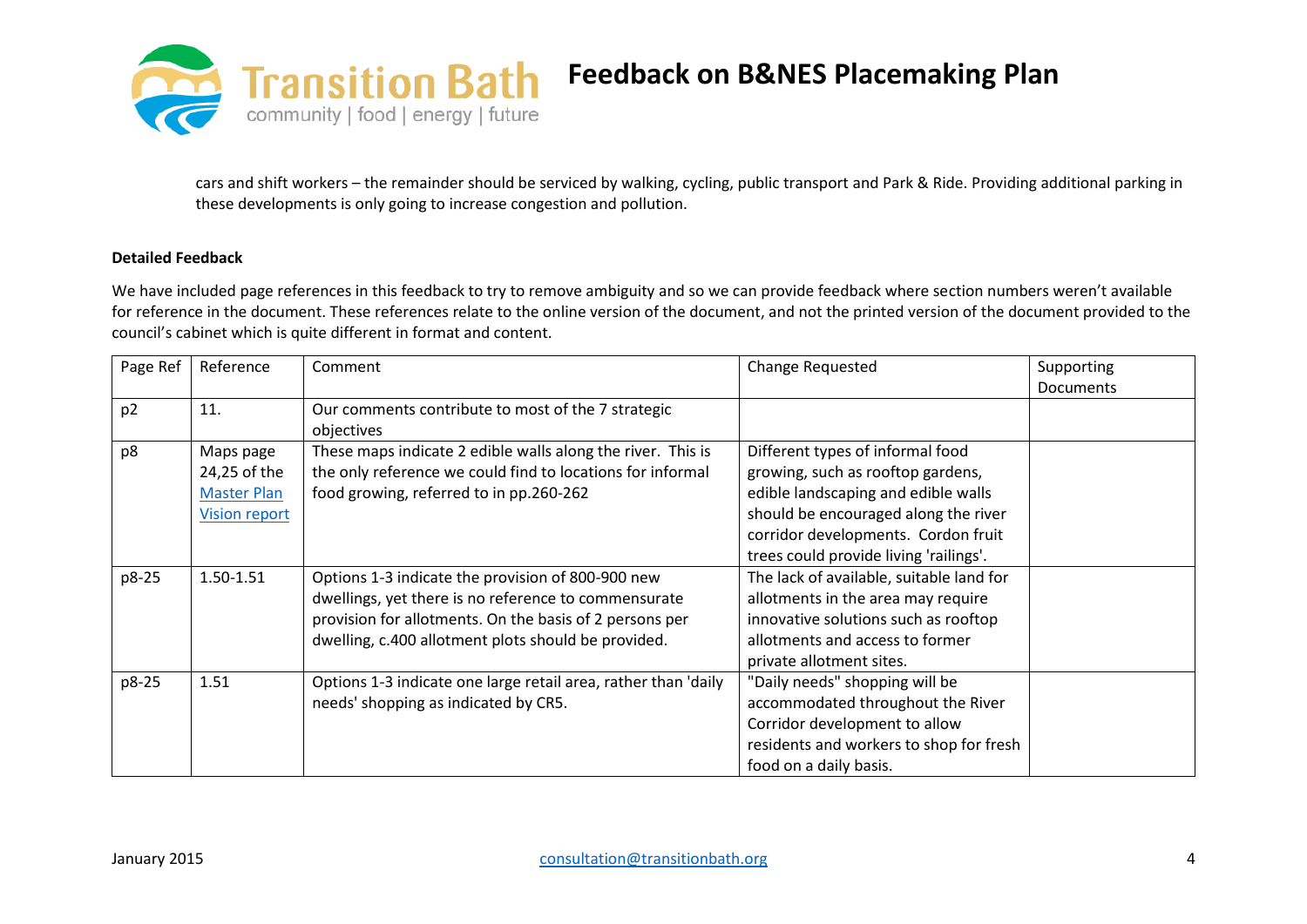cars and shift workers – the remainder should be serviced by walking, cycling, public transport and Park & Ride. Providing additional parking in these developments is only going to increase congestion and pollution.

**Detailed Feedback**

We have included page references in this feedback to try to remove ambiguity and so we can provide feedback where section numbers weren't available for reference in the document. These references relate to the online version of the document, and not the printed version of the document provided to the council's cabinet which is quite different in format and content.

| Page Ref | Reference | Comment | Change Requested | Supporting Documents |
|---|---|---|---|---|
| p2 | 11. | Our comments contribute to most of the 7 strategic objectives | | |
| p8 | Maps page 24,25 of the Master Plan Vision report | These maps indicate 2 edible walls along the river. This is the only reference we could find to locations for informal food growing, referred to in pp.260-262 | Different types of informal food growing, such as rooftop gardens, edible landscaping and edible walls should be encouraged along the river corridor developments. Cordon fruit trees could provide living 'railings'. | |
| p8-25 | 1.50-1.51 | Options 1-3 indicate the provision of 800-900 new dwellings, yet there is no reference to commensurate provision for allotments. On the basis of 2 persons per dwelling, c.400 allotment plots should be provided. | The lack of available, suitable land for allotments in the area may require innovative solutions such as rooftop allotments and access to former private allotment sites. | |
| p8-25 | 1.51 | Options 1-3 indicate one large retail area, rather than 'daily needs' shopping as indicated by CR5. | "Daily needs" shopping will be accommodated throughout the River Corridor development to allow residents and workers to shop for fresh food on a daily basis. | |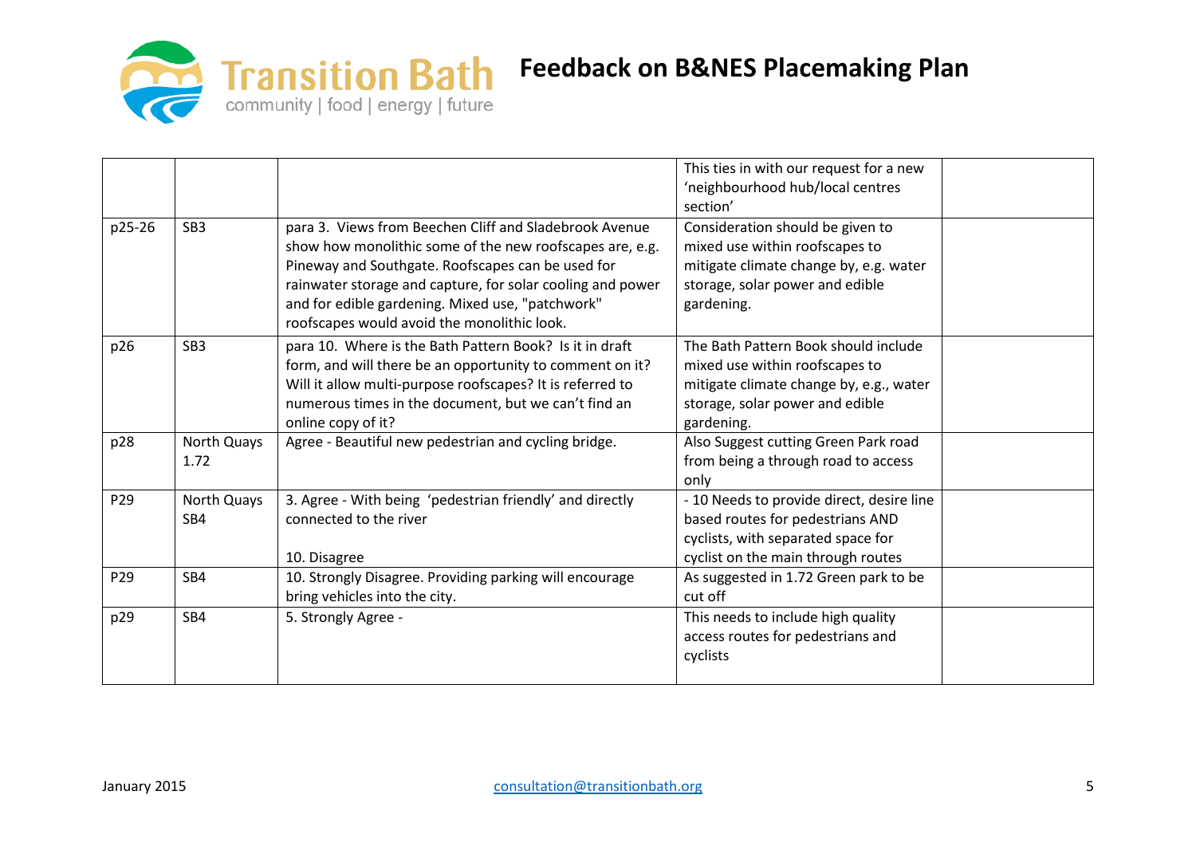| | | | | |
|---|---|---|---|---|
| | | | This ties in with our request for a new 'neighbourhood hub/local centres section' | |
| p25-26 | SB3 | para 3. Views from Beechen Cliff and Sladebrook Avenue show how monolithic some of the new roofscapes are, e.g. Pineway and Southgate. Roofscapes can be used for rainwater storage and capture, for solar cooling and power and for edible gardening. Mixed use, "patchwork" roofscapes would avoid the monolithic look. | Consideration should be given to mixed use within roofscapes to mitigate climate change by, e.g. water storage, solar power and edible gardening. | |
| p26 | SB3 | para 10. Where is the Bath Pattern Book? Is it in draft form, and will there be an opportunity to comment on it? Will it allow multi-purpose roofscapes? It is referred to numerous times in the document, but we can't find an online copy of it? | The Bath Pattern Book should include mixed use within roofscapes to mitigate climate change by, e.g., water storage, solar power and edible gardening. | |
| p28 | North Quays 1.72 | Agree - Beautiful new pedestrian and cycling bridge. | Also Suggest cutting Green Park road from being a through road to access only | |
| P29 | North Quays SB4 | 3. Agree - With being 'pedestrian friendly' and directly connected to the river<br><br>10. Disagree | - 10 Needs to provide direct, desire line based routes for pedestrians AND cyclists, with separated space for cyclist on the main through routes | |
| P29 | SB4 | 10. Strongly Disagree. Providing parking will encourage bring vehicles into the city. | As suggested in 1.72 Green park to be cut off | |
| p29 | SB4 | 5. Strongly Agree - | This needs to include high quality access routes for pedestrians and cyclists | |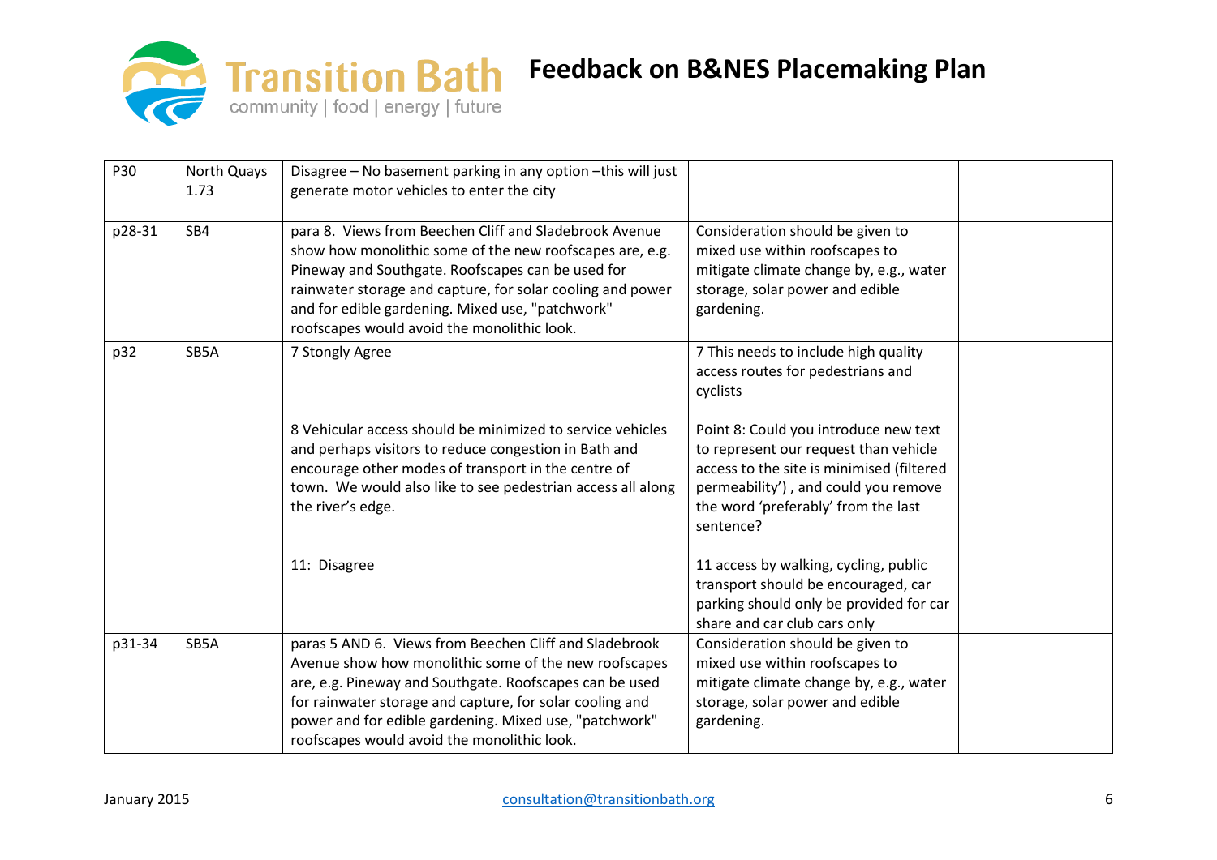| P30 | North Quays 1.73 | Disagree – No basement parking in any option –this will just generate motor vehicles to enter the city | | |
|---|---|---|---|---|
| p28-31 | SB4 | para 8. Views from Beechen Cliff and Sladebrook Avenue show how monolithic some of the new roofscapes are, e.g. Pineway and Southgate. Roofscapes can be used for rainwater storage and capture, for solar cooling and power and for edible gardening. Mixed use, "patchwork" roofscapes would avoid the monolithic look. | Consideration should be given to mixed use within roofscapes to mitigate climate change by, e.g., water storage, solar power and edible gardening. | |
| p32 | SB5A | 7 Stongly Agree<br><br>8 Vehicular access should be minimized to service vehicles and perhaps visitors to reduce congestion in Bath and encourage other modes of transport in the centre of town. We would also like to see pedestrian access all along the river's edge.<br><br>11: Disagree | 7 This needs to include high quality access routes for pedestrians and cyclists<br><br>Point 8: Could you introduce new text to represent our request than vehicle access to the site is minimised (filtered permeability') , and could you remove the word 'preferably' from the last sentence?<br><br>11 access by walking, cycling, public transport should be encouraged, car parking should only be provided for car share and car club cars only | |
| p31-34 | SB5A | paras 5 AND 6. Views from Beechen Cliff and Sladebrook Avenue show how monolithic some of the new roofscapes are, e.g. Pineway and Southgate. Roofscapes can be used for rainwater storage and capture, for solar cooling and power and for edible gardening. Mixed use, "patchwork" roofscapes would avoid the monolithic look. | Consideration should be given to mixed use within roofscapes to mitigate climate change by, e.g., water storage, solar power and edible gardening. | |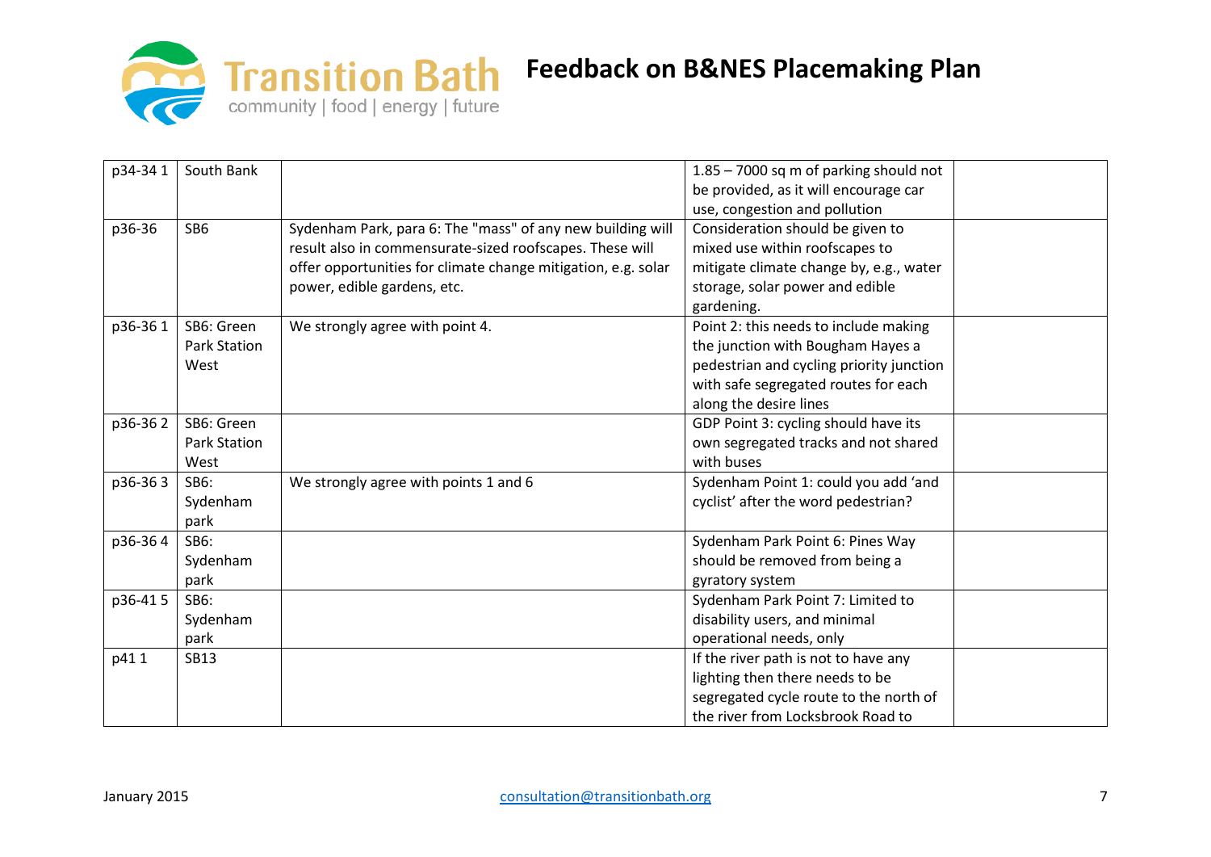| p34-34 1 | South Bank | | 1.85 – 7000 sq m of parking should not be provided, as it will encourage car use, congestion and pollution | |
|---|---|---|---|---|
| p36-36 | SB6 | Sydenham Park, para 6: The "mass" of any new building will result also in commensurate-sized roofscapes. These will offer opportunities for climate change mitigation, e.g. solar power, edible gardens, etc. | Consideration should be given to mixed use within roofscapes to mitigate climate change by, e.g., water storage, solar power and edible gardening. | |
| p36-36 1 | SB6: Green Park Station West | We strongly agree with point 4. | Point 2: this needs to include making the junction with Bougham Hayes a pedestrian and cycling priority junction with safe segregated routes for each along the desire lines | |
| p36-36 2 | SB6: Green Park Station West | | GDP Point 3: cycling should have its own segregated tracks and not shared with buses | |
| p36-36 3 | SB6: Sydenham park | We strongly agree with points 1 and 6 | Sydenham Point 1: could you add 'and cyclist' after the word pedestrian? | |
| p36-36 4 | SB6: Sydenham park | | Sydenham Park Point 6: Pines Way should be removed from being a gyratory system | |
| p36-41 5 | SB6: Sydenham park | | Sydenham Park Point 7: Limited to disability users, and minimal operational needs, only | |
| p41 1 | SB13 | | If the river path is not to have any lighting then there needs to be segregated cycle route to the north of the river from Locksbrook Road to | |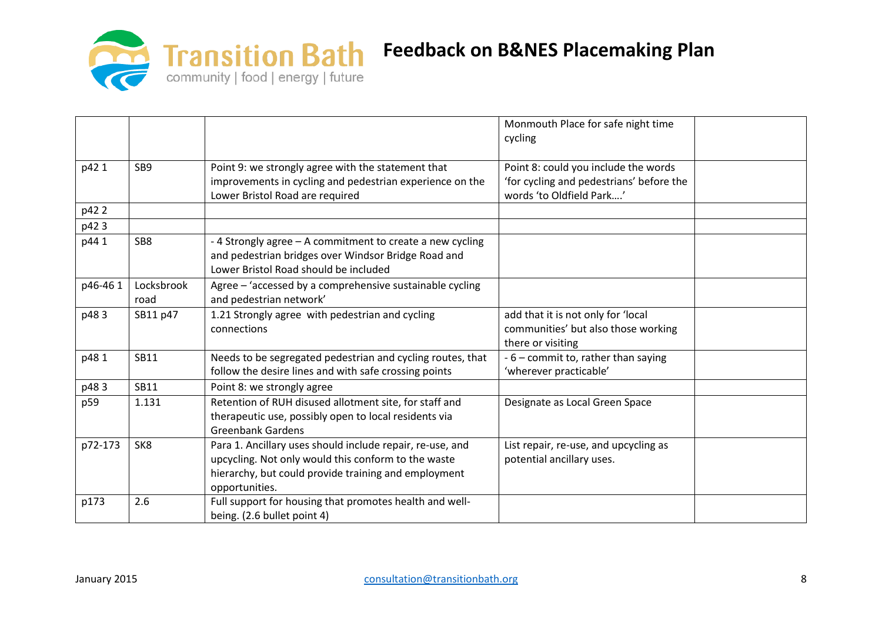| | | | | |
|---|---|---|---|---|
| | | | Monmouth Place for safe night time cycling | |
| p42 1 | SB9 | Point 9: we strongly agree with the statement that improvements in cycling and pedestrian experience on the Lower Bristol Road are required | Point 8: could you include the words 'for cycling and pedestrians' before the words 'to Oldfield Park….' | |
| p42 2 | | | | |
| p42 3 | | | | |
| p44 1 | SB8 | - 4 Strongly agree – A commitment to create a new cycling and pedestrian bridges over Windsor Bridge Road and Lower Bristol Road should be included | | |
| p46-46 1 | Locksbrook road | Agree – 'accessed by a comprehensive sustainable cycling and pedestrian network' | | |
| p48 3 | SB11 p47 | 1.21 Strongly agree with pedestrian and cycling connections | add that it is not only for 'local communities' but also those working there or visiting | |
| p48 1 | SB11 | Needs to be segregated pedestrian and cycling routes, that follow the desire lines and with safe crossing points | - 6 – commit to, rather than saying 'wherever practicable' | |
| p48 3 | SB11 | Point 8: we strongly agree | | |
| p59 | 1.131 | Retention of RUH disused allotment site, for staff and therapeutic use, possibly open to local residents via Greenbank Gardens | Designate as Local Green Space | |
| p72-173 | SK8 | Para 1. Ancillary uses should include repair, re-use, and upcycling. Not only would this conform to the waste hierarchy, but could provide training and employment opportunities. | List repair, re-use, and upcycling as potential ancillary uses. | |
| p173 | 2.6 | Full support for housing that promotes health and well-being. (2.6 bullet point 4) | | |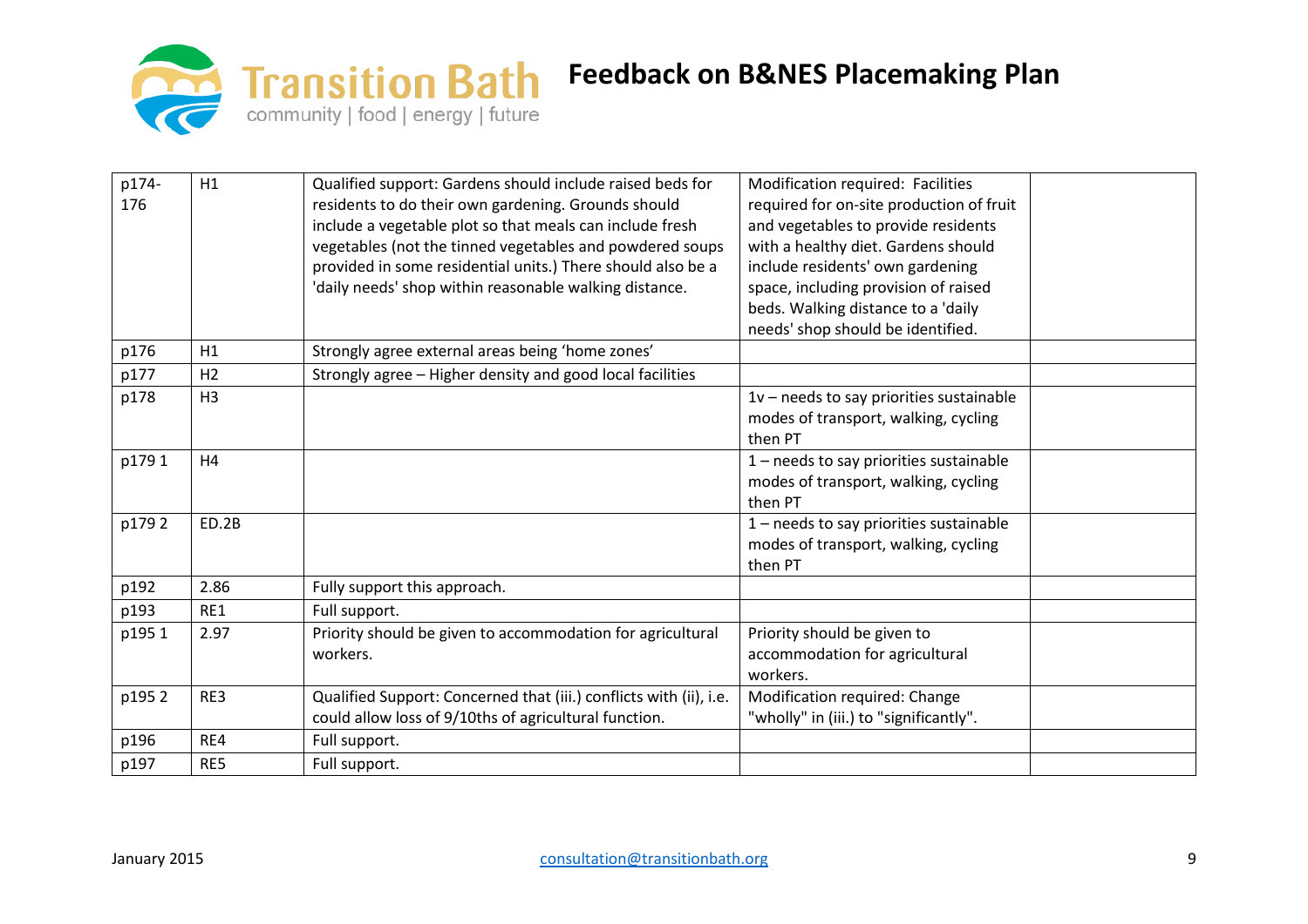| p174-176 | H1 | Qualified support: Gardens should include raised beds for residents to do their own gardening. Grounds should include a vegetable plot so that meals can include fresh vegetables (not the tinned vegetables and powdered soups provided in some residential units.) There should also be a 'daily needs' shop within reasonable walking distance. | Modification required: Facilities required for on-site production of fruit and vegetables to provide residents with a healthy diet. Gardens should include residents' own gardening space, including provision of raised beds. Walking distance to a 'daily needs' shop should be identified. | |
|---|---|---|---|---|
| p176 | H1 | Strongly agree external areas being 'home zones' | | |
| p177 | H2 | Strongly agree – Higher density and good local facilities | | |
| p178 | H3 | | 1v – needs to say priorities sustainable modes of transport, walking, cycling then PT | |
| p179 1 | H4 | | 1 – needs to say priorities sustainable modes of transport, walking, cycling then PT | |
| p179 2 | ED.2B | | 1 – needs to say priorities sustainable modes of transport, walking, cycling then PT | |
| p192 | 2.86 | Fully support this approach. | | |
| p193 | RE1 | Full support. | | |
| p195 1 | 2.97 | Priority should be given to accommodation for agricultural workers. | Priority should be given to accommodation for agricultural workers. | |
| p195 2 | RE3 | Qualified Support: Concerned that (iii.) conflicts with (ii), i.e. could allow loss of 9/10ths of agricultural function. | Modification required: Change "wholly" in (iii.) to "significantly". | |
| p196 | RE4 | Full support. | | |
| p197 | RE5 | Full support. | | |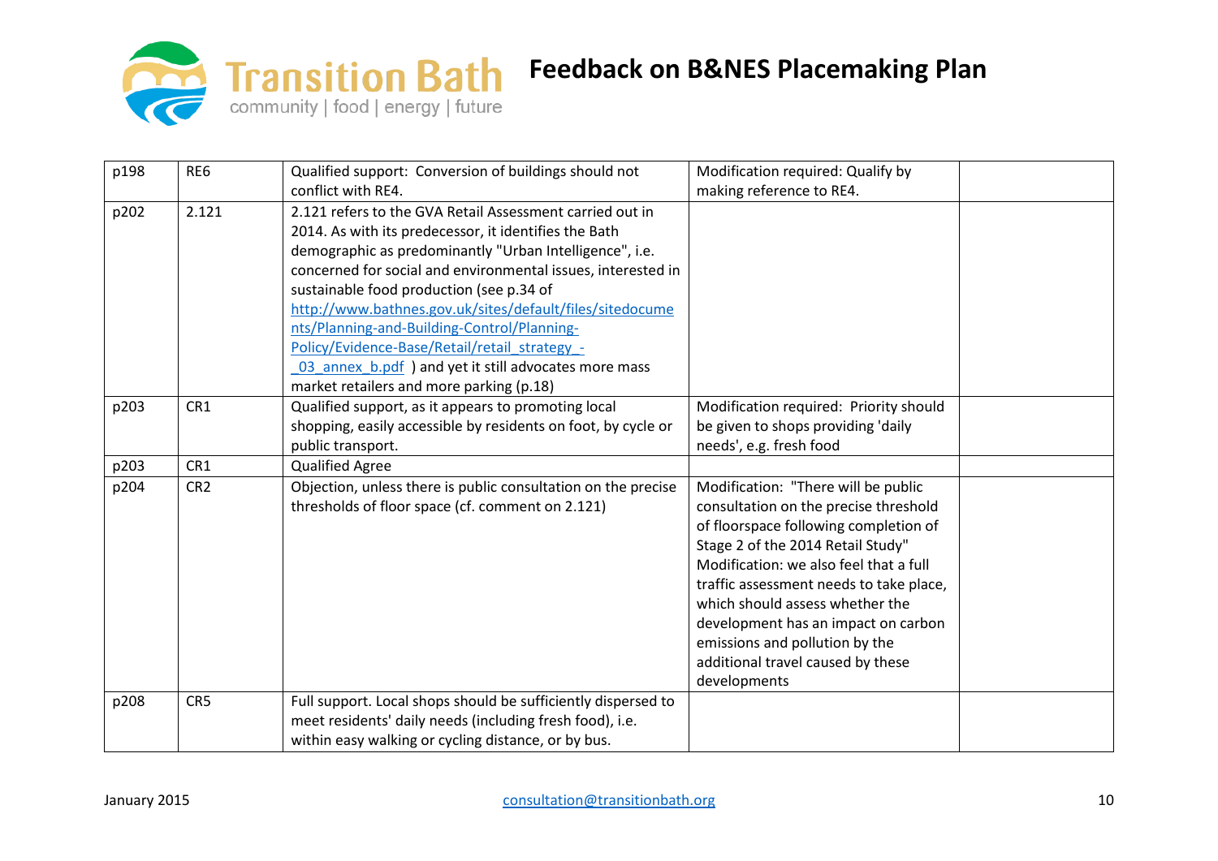| p198 | RE6 | Qualified support: Conversion of buildings should not conflict with RE4. | Modification required: Qualify by making reference to RE4. | |
|---|---|---|---|---|
| p202 | 2.121 | 2.121 refers to the GVA Retail Assessment carried out in 2014. As with its predecessor, it identifies the Bath demographic as predominantly "Urban Intelligence", i.e. concerned for social and environmental issues, interested in sustainable food production (see p.34 of [http://www.bathnes.gov.uk/sites/default/files/sitedocuments/Planning-and-Building-Control/Planning-Policy/Evidence-Base/Retail/retail_strategy_-_03_annex_b.pdf](http://www.bathnes.gov.uk/sites/default/files/sitedocuments/Planning-and-Building-Control/Planning-Policy/Evidence-Base/Retail/retail_strategy_-_03_annex_b.pdf) ) and yet it still advocates more mass market retailers and more parking (p.18) | | |
| p203 | CR1 | Qualified support, as it appears to promoting local shopping, easily accessible by residents on foot, by cycle or public transport. | Modification required: Priority should be given to shops providing 'daily needs', e.g. fresh food | |
| p203 | CR1 | Qualified Agree | | |
| p204 | CR2 | Objection, unless there is public consultation on the precise thresholds of floor space (cf. comment on 2.121) | Modification: "There will be public consultation on the precise threshold of floorspace following completion of Stage 2 of the 2014 Retail Study" Modification: we also feel that a full traffic assessment needs to take place, which should assess whether the development has an impact on carbon emissions and pollution by the additional travel caused by these developments | |
| p208 | CR5 | Full support. Local shops should be sufficiently dispersed to meet residents' daily needs (including fresh food), i.e. within easy walking or cycling distance, or by bus. | | |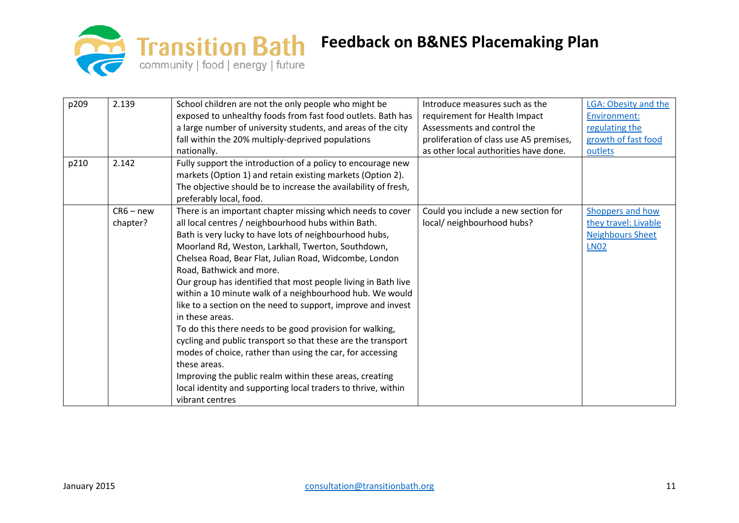| p209 | 2.139 | School children are not the only people who might be exposed to unhealthy foods from fast food outlets. Bath has a large number of university students, and areas of the city fall within the 20% multiply-deprived populations nationally. | Introduce measures such as the requirement for Health Impact Assessments and control the proliferation of class use A5 premises, as other local authorities have done. | LGA: Obesity and the Environment: regulating the growth of fast food outlets |
|---|---|---|---|---|
| p210 | 2.142 | Fully support the introduction of a policy to encourage new markets (Option 1) and retain existing markets (Option 2). The objective should be to increase the availability of fresh, preferably local, food. | | |
| | CR6 – new chapter? | There is an important chapter missing which needs to cover all local centres / neighbourhood hubs within Bath.<br>Bath is very lucky to have lots of neighbourhood hubs, Moorland Rd, Weston, Larkhall, Twerton, Southdown, Chelsea Road, Bear Flat, Julian Road, Widcombe, London Road, Bathwick and more.<br>Our group has identified that most people living in Bath live within a 10 minute walk of a neighbourhood hub. We would like to a section on the need to support, improve and invest in these areas.<br>To do this there needs to be good provision for walking, cycling and public transport so that these are the transport modes of choice, rather than using the car, for accessing these areas.<br>Improving the public realm within these areas, creating local identity and supporting local traders to thrive, within vibrant centres | Could you include a new section for local/ neighbourhood hubs? | Shoppers and how they travel: Livable Neighbours Sheet LN02 |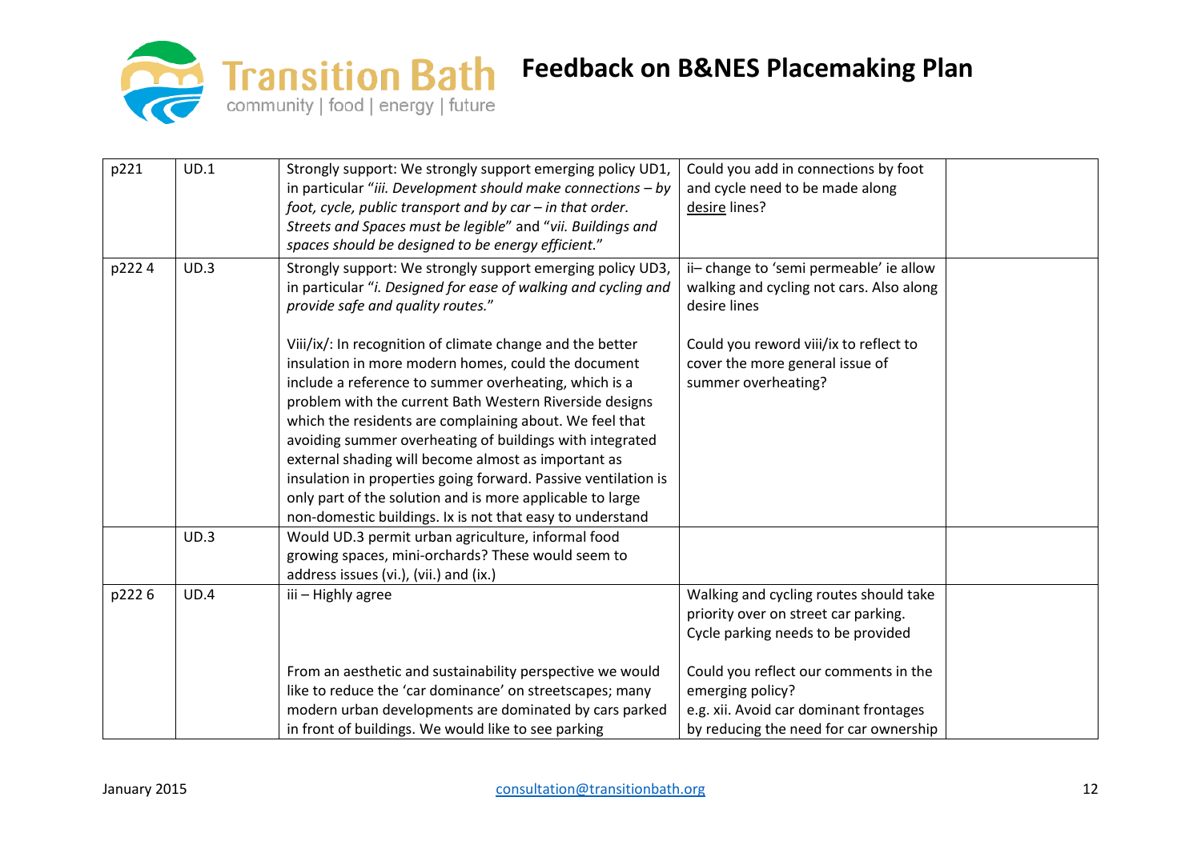| p221 | UD.1 | Strongly support: We strongly support emerging policy UD1, in particular "*iii. Development should make connections – by foot, cycle, public transport and by car – in that order. Streets and Spaces must be legible*" and "*vii. Buildings and spaces should be designed to be energy efficient.*" | Could you add in connections by foot and cycle need to be made along desire lines? | |
|---|---|---|---|---|
| p222 4 | UD.3 | Strongly support: We strongly support emerging policy UD3, in particular "*i. Designed for ease of walking and cycling and provide safe and quality routes.*"<br><br>Viii/ix/: In recognition of climate change and the better insulation in more modern homes, could the document include a reference to summer overheating, which is a problem with the current Bath Western Riverside designs which the residents are complaining about. We feel that avoiding summer overheating of buildings with integrated external shading will become almost as important as insulation in properties going forward. Passive ventilation is only part of the solution and is more applicable to large non-domestic buildings. Ix is not that easy to understand | ii– change to 'semi permeable' ie allow walking and cycling not cars. Also along desire lines<br><br>Could you reword viii/ix to reflect to cover the more general issue of summer overheating? | |
| | UD.3 | Would UD.3 permit urban agriculture, informal food growing spaces, mini-orchards? These would seem to address issues (vi.), (vii.) and (ix.) | | |
| p222 6 | UD.4 | iii – Highly agree<br><br>From an aesthetic and sustainability perspective we would like to reduce the 'car dominance' on streetscapes; many modern urban developments are dominated by cars parked in front of buildings. We would like to see parking | Walking and cycling routes should take priority over on street car parking. Cycle parking needs to be provided<br><br>Could you reflect our comments in the emerging policy?<br>e.g. xii. Avoid car dominant frontages by reducing the need for car ownership | |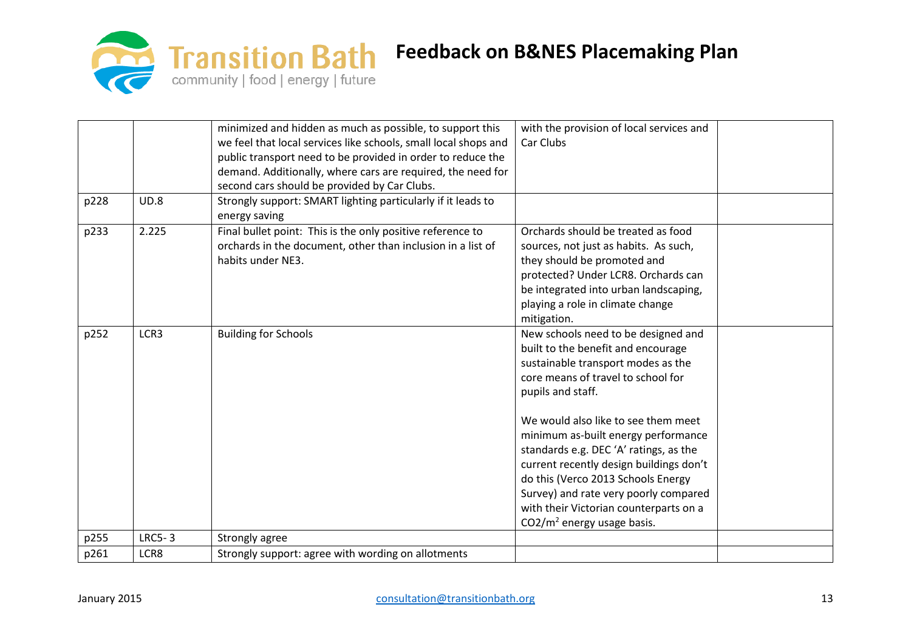# Feedback on B&NES Placemaking Plan

| | | | | |
|---|---|---|---|---|
| | | minimized and hidden as much as possible, to support this we feel that local services like schools, small local shops and public transport need to be provided in order to reduce the demand. Additionally, where cars are required, the need for second cars should be provided by Car Clubs. | with the provision of local services and Car Clubs | |
| p228 | UD.8 | Strongly support: SMART lighting particularly if it leads to energy saving | | |
| p233 | 2.225 | Final bullet point: This is the only positive reference to orchards in the document, other than inclusion in a list of habits under NE3. | Orchards should be treated as food sources, not just as habits. As such, they should be promoted and protected? Under LCR8. Orchards can be integrated into urban landscaping, playing a role in climate change mitigation. | |
| p252 | LCR3 | Building for Schools | New schools need to be designed and built to the benefit and encourage sustainable transport modes as the core means of travel to school for pupils and staff.<br><br>We would also like to see them meet minimum as-built energy performance standards e.g. DEC 'A' ratings, as the current recently design buildings don't do this (Verco 2013 Schools Energy Survey) and rate very poorly compared with their Victorian counterparts on a $CO2/m^2$ energy usage basis. | |
| p255 | LRC5- 3 | Strongly agree | | |
| p261 | LCR8 | Strongly support: agree with wording on allotments | | |

January 2015 consultation@transitionbath.org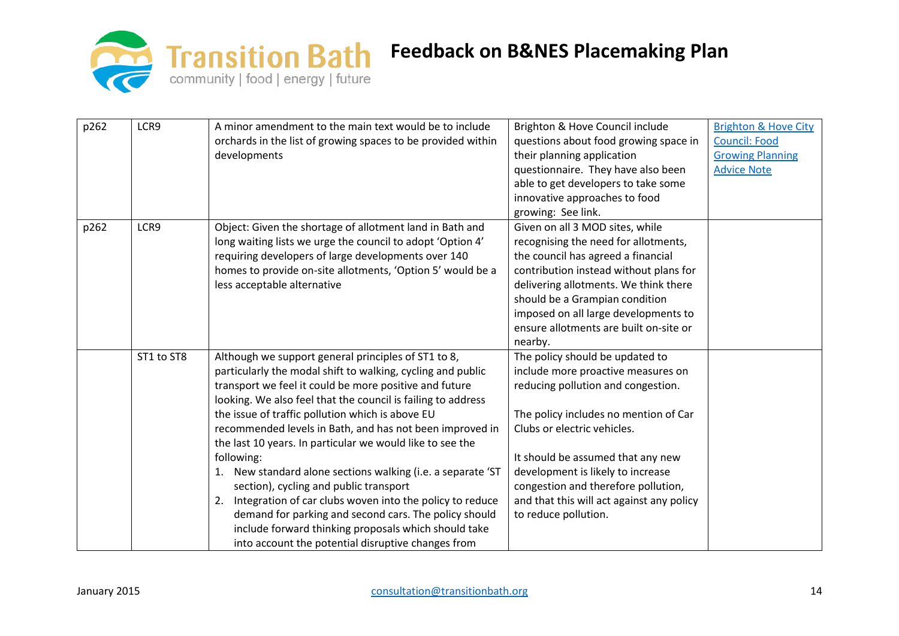| p262 | LCR9 | A minor amendment to the main text would be to include orchards in the list of growing spaces to be provided within developments | Brighton & Hove Council include questions about food growing space in their planning application questionnaire. They have also been able to get developers to take some innovative approaches to food growing: See link. | Brighton & Hove City Council: Food Growing Planning Advice Note |
|---|---|---|---|---|
| p262 | LCR9 | Object: Given the shortage of allotment land in Bath and long waiting lists we urge the council to adopt 'Option 4' requiring developers of large developments over 140 homes to provide on-site allotments, 'Option 5' would be a less acceptable alternative | Given on all 3 MOD sites, while recognising the need for allotments, the council has agreed a financial contribution instead without plans for delivering allotments. We think there should be a Grampian condition imposed on all large developments to ensure allotments are built on-site or nearby. | |
| | ST1 to ST8 | Although we support general principles of ST1 to 8, particularly the modal shift to walking, cycling and public transport we feel it could be more positive and future looking. We also feel that the council is failing to address the issue of traffic pollution which is above EU recommended levels in Bath, and has not been improved in the last 10 years. In particular we would like to see the following:<br>1. New standard alone sections walking (i.e. a separate 'ST section), cycling and public transport<br>2. Integration of car clubs woven into the policy to reduce demand for parking and second cars. The policy should include forward thinking proposals which should take into account the potential disruptive changes from | The policy should be updated to include more proactive measures on reducing pollution and congestion.<br><br>The policy includes no mention of Car Clubs or electric vehicles.<br><br>It should be assumed that any new development is likely to increase congestion and therefore pollution, and that this will act against any policy to reduce pollution. | |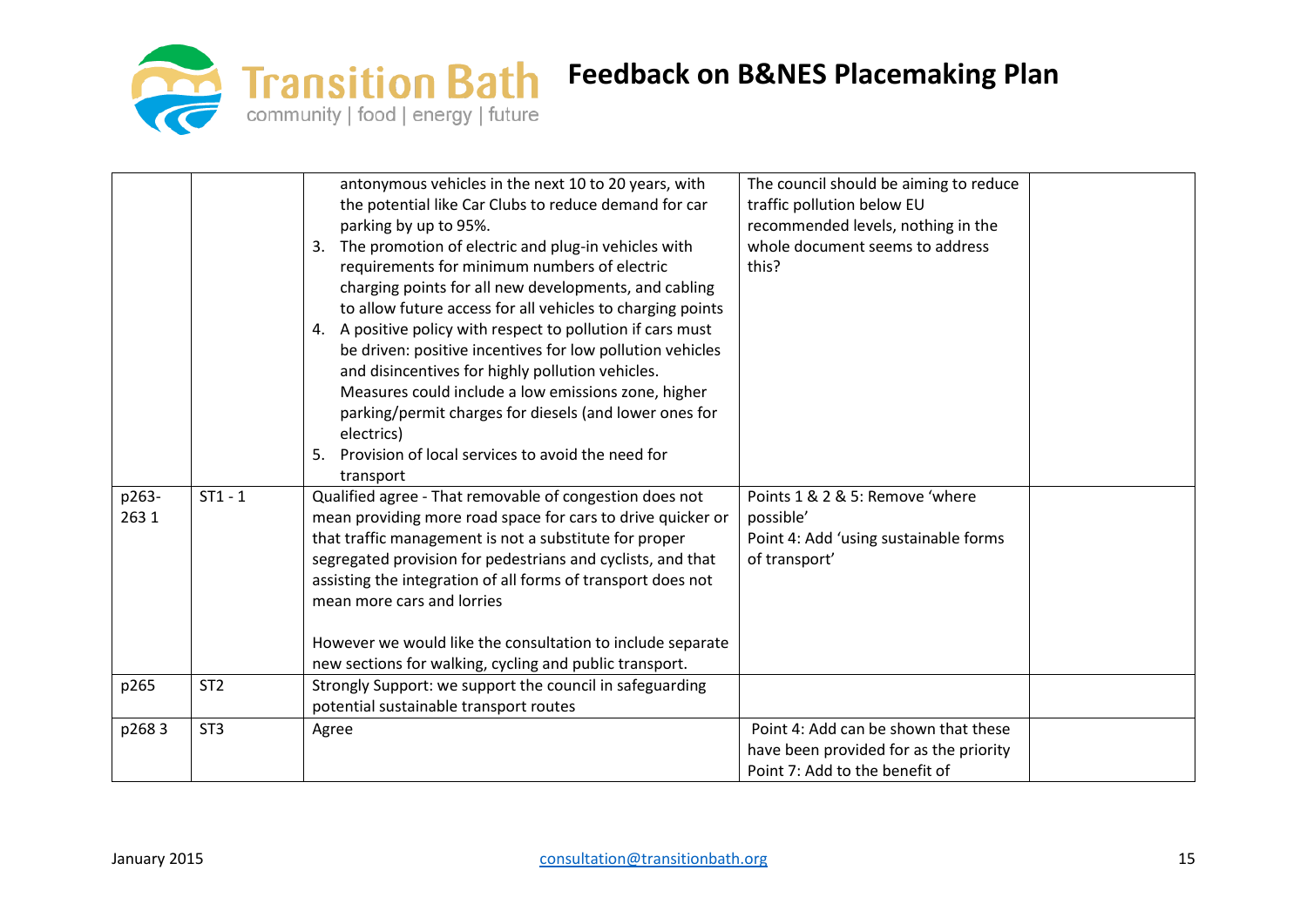| | | antonymous vehicles in the next 10 to 20 years, with the potential like Car Clubs to reduce demand for car parking by up to 95%.<br>3. The promotion of electric and plug-in vehicles with requirements for minimum numbers of electric charging points for all new developments, and cabling to allow future access for all vehicles to charging points<br>4. A positive policy with respect to pollution if cars must be driven: positive incentives for low pollution vehicles and disincentives for highly pollution vehicles. Measures could include a low emissions zone, higher parking/permit charges for diesels (and lower ones for electrics)<br>5. Provision of local services to avoid the need for transport | The council should be aiming to reduce traffic pollution below EU recommended levels, nothing in the whole document seems to address this? | |
|---|---|---|---|---|
| p263-263 1 | ST1 - 1 | Qualified agree - That removable of congestion does not mean providing more road space for cars to drive quicker or that traffic management is not a substitute for proper segregated provision for pedestrians and cyclists, and that assisting the integration of all forms of transport does not mean more cars and lorries<br><br>However we would like the consultation to include separate new sections for walking, cycling and public transport. | Points 1 & 2 & 5: Remove 'where possible'<br>Point 4: Add 'using sustainable forms of transport' | |
| p265 | ST2 | Strongly Support: we support the council in safeguarding potential sustainable transport routes | | |
| p268 3 | ST3 | Agree | Point 4: Add can be shown that these have been provided for as the priority<br>Point 7: Add to the benefit of | |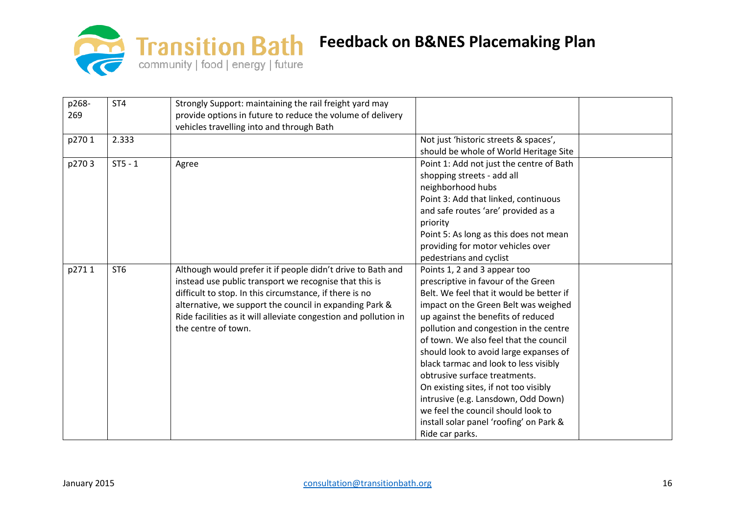| p268-269 | ST4 | Strongly Support: maintaining the rail freight yard may provide options in future to reduce the volume of delivery vehicles travelling into and through Bath | | |
|---|---|---|---|---|
| p270 1 | 2.333 | | Not just 'historic streets & spaces', should be whole of World Heritage Site | |
| p270 3 | ST5 - 1 | Agree | Point 1: Add not just the centre of Bath shopping streets - add all neighborhood hubs<br>Point 3: Add that linked, continuous and safe routes 'are' provided as a priority<br>Point 5: As long as this does not mean providing for motor vehicles over pedestrians and cyclist | |
| p271 1 | ST6 | Although would prefer it if people didn't drive to Bath and instead use public transport we recognise that this is difficult to stop. In this circumstance, if there is no alternative, we support the council in expanding Park & Ride facilities as it will alleviate congestion and pollution in the centre of town. | Points 1, 2 and 3 appear too prescriptive in favour of the Green Belt. We feel that it would be better if impact on the Green Belt was weighed up against the benefits of reduced pollution and congestion in the centre of town. We also feel that the council should look to avoid large expanses of black tarmac and look to less visibly obtrusive surface treatments.<br>On existing sites, if not too visibly intrusive (e.g. Lansdown, Odd Down) we feel the council should look to install solar panel 'roofing' on Park & Ride car parks. | |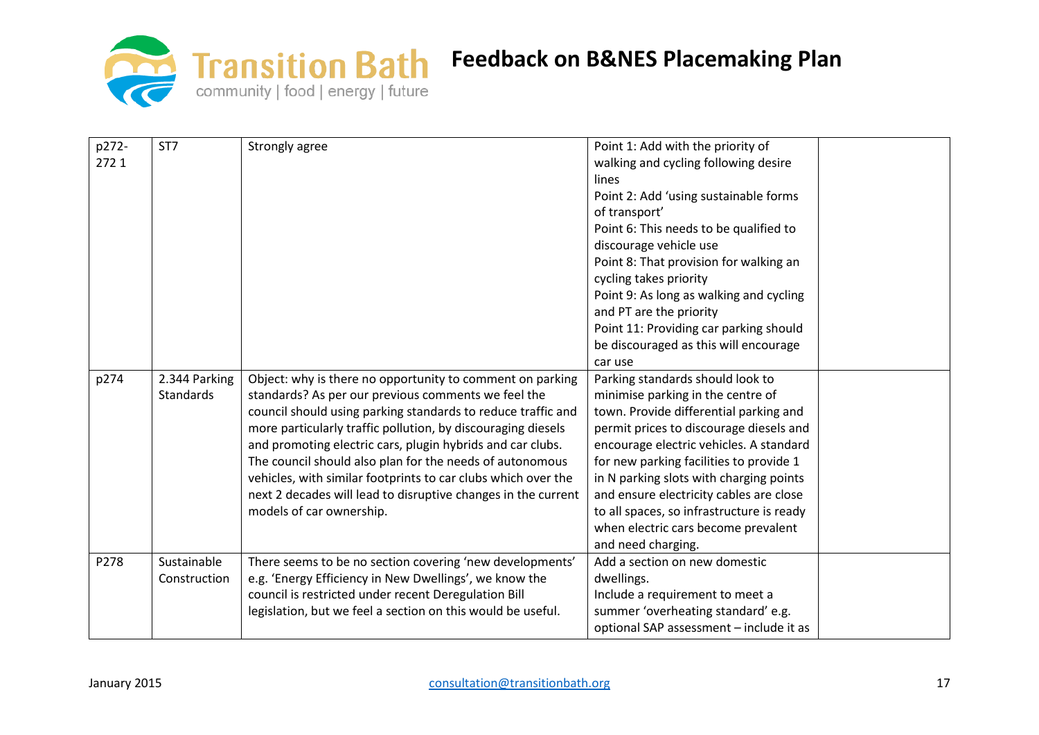| p272-272 1 | ST7 | Strongly agree | Point 1: Add with the priority of walking and cycling following desire lines<br>Point 2: Add 'using sustainable forms of transport'<br>Point 6: This needs to be qualified to discourage vehicle use<br>Point 8: That provision for walking an cycling takes priority<br>Point 9: As long as walking and cycling and PT are the priority<br>Point 11: Providing car parking should be discouraged as this will encourage car use | |
|---|---|---|---|---|
| p274 | 2.344 Parking Standards | Object: why is there no opportunity to comment on parking standards? As per our previous comments we feel the council should using parking standards to reduce traffic and more particularly traffic pollution, by discouraging diesels and promoting electric cars, plugin hybrids and car clubs. The council should also plan for the needs of autonomous vehicles, with similar footprints to car clubs which over the next 2 decades will lead to disruptive changes in the current models of car ownership. | Parking standards should look to minimise parking in the centre of town. Provide differential parking and permit prices to discourage diesels and encourage electric vehicles. A standard for new parking facilities to provide 1 in N parking slots with charging points and ensure electricity cables are close to all spaces, so infrastructure is ready when electric cars become prevalent and need charging. | |
| P278 | Sustainable Construction | There seems to be no section covering 'new developments' e.g. 'Energy Efficiency in New Dwellings', we know the council is restricted under recent Deregulation Bill legislation, but we feel a section on this would be useful. | Add a section on new domestic dwellings.<br>Include a requirement to meet a summer 'overheating standard' e.g. optional SAP assessment – include it as | |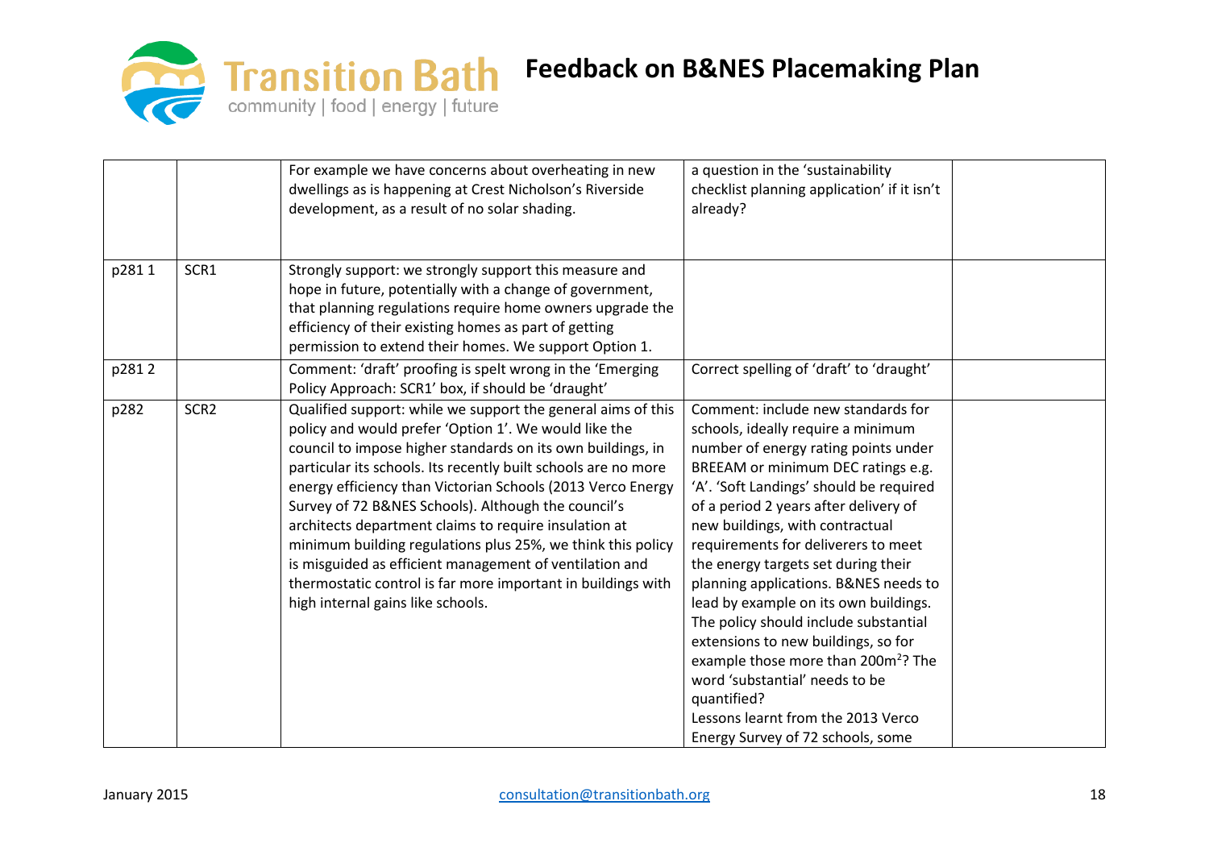| | | | | |
|---|---|---|---|---|
| | | For example we have concerns about overheating in new dwellings as is happening at Crest Nicholson's Riverside development, as a result of no solar shading. | a question in the 'sustainability checklist planning application' if it isn't already? | |
| p281 1 | SCR1 | Strongly support: we strongly support this measure and hope in future, potentially with a change of government, that planning regulations require home owners upgrade the efficiency of their existing homes as part of getting permission to extend their homes. We support Option 1. | | |
| p281 2 | | Comment: 'draft' proofing is spelt wrong in the 'Emerging Policy Approach: SCR1' box, if should be 'draught' | Correct spelling of 'draft' to 'draught' | |
| p282 | SCR2 | Qualified support: while we support the general aims of this policy and would prefer 'Option 1'. We would like the council to impose higher standards on its own buildings, in particular its schools. Its recently built schools are no more energy efficiency than Victorian Schools (2013 Verco Energy Survey of 72 B&NES Schools). Although the council's architects department claims to require insulation at minimum building regulations plus 25%, we think this policy is misguided as efficient management of ventilation and thermostatic control is far more important in buildings with high internal gains like schools. | Comment: include new standards for schools, ideally require a minimum number of energy rating points under BREEAM or minimum DEC ratings e.g. 'A'. 'Soft Landings' should be required of a period 2 years after delivery of new buildings, with contractual requirements for deliverers to meet the energy targets set during their planning applications. B&NES needs to lead by example on its own buildings. The policy should include substantial extensions to new buildings, so for example those more than 200m$^2$? The word 'substantial' needs to be quantified?<br>Lessons learnt from the 2013 Verco Energy Survey of 72 schools, some | |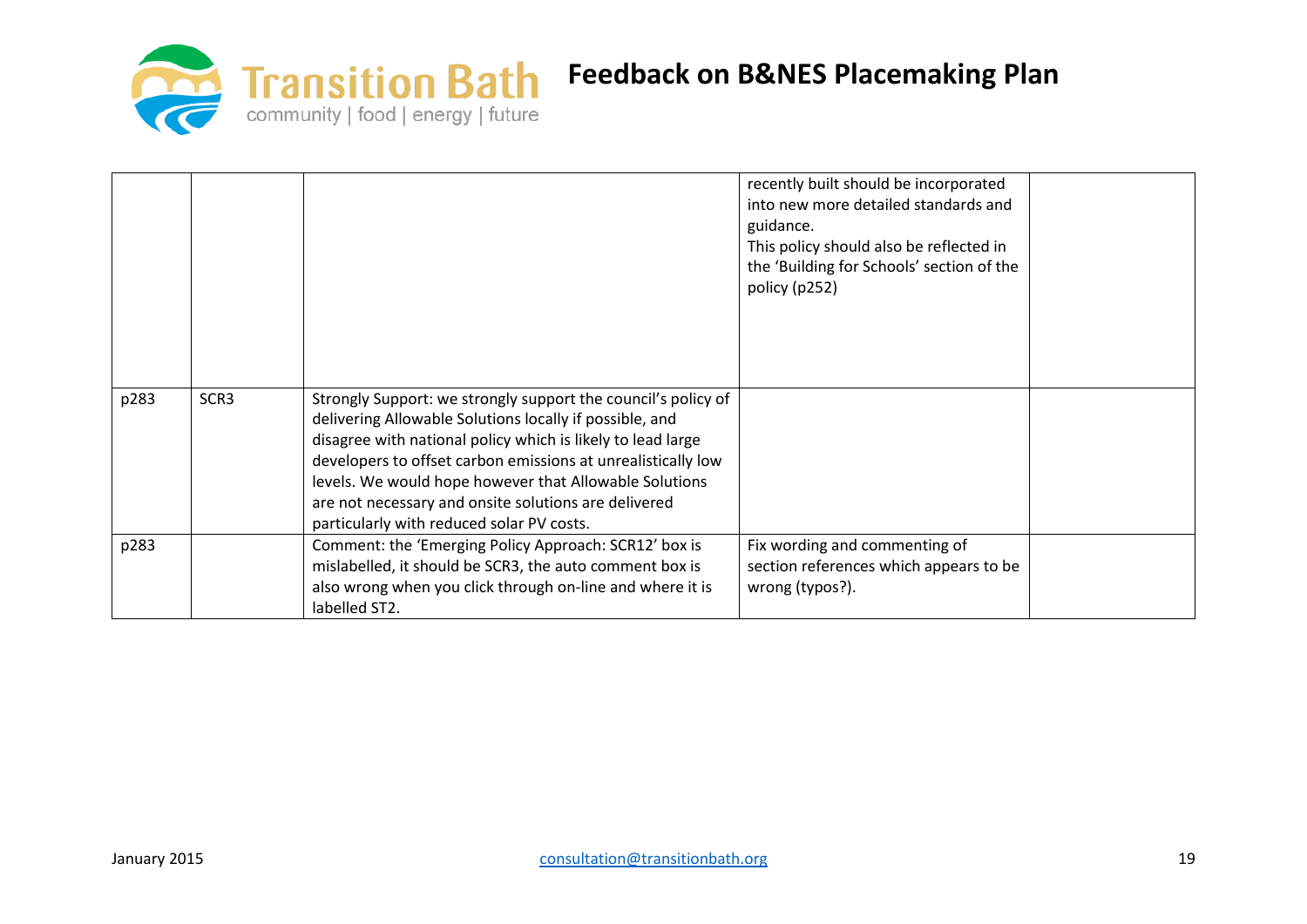| | | | | |
|---|---|---|---|---|
| | | | recently built should be incorporated into new more detailed standards and guidance. This policy should also be reflected in the 'Building for Schools' section of the policy (p252) | |
| p283 | SCR3 | Strongly Support: we strongly support the council's policy of delivering Allowable Solutions locally if possible, and disagree with national policy which is likely to lead large developers to offset carbon emissions at unrealistically low levels. We would hope however that Allowable Solutions are not necessary and onsite solutions are delivered particularly with reduced solar PV costs. | | |
| p283 | | Comment: the 'Emerging Policy Approach: SCR12' box is mislabelled, it should be SCR3, the auto comment box is also wrong when you click through on-line and where it is labelled ST2. | Fix wording and commenting of section references which appears to be wrong (typos?). | |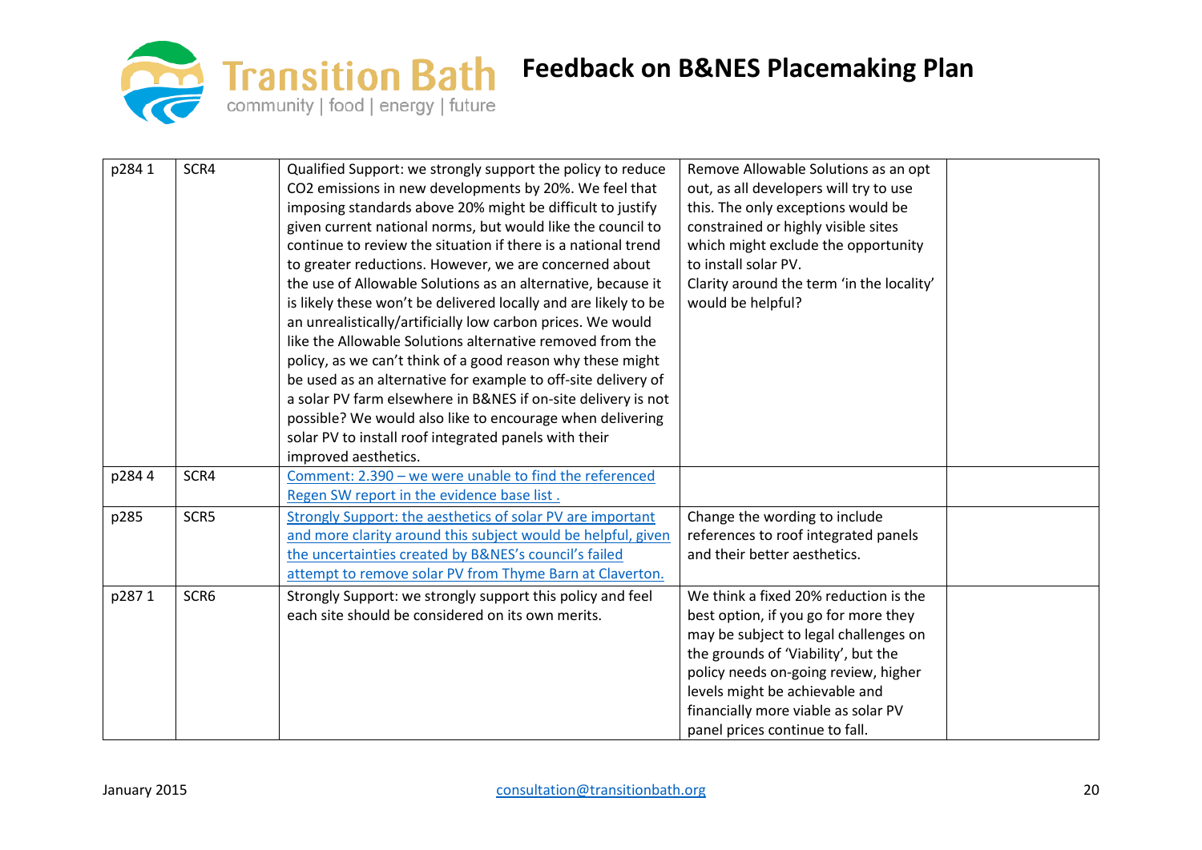| p284 1 | SCR4 | Qualified Support: we strongly support the policy to reduce $CO_2$ emissions in new developments by 20%. We feel that imposing standards above 20% might be difficult to justify given current national norms, but would like the council to continue to review the situation if there is a national trend to greater reductions. However, we are concerned about the use of Allowable Solutions as an alternative, because it is likely these won't be delivered locally and are likely to be an unrealistically/artificially low carbon prices. We would like the Allowable Solutions alternative removed from the policy, as we can't think of a good reason why these might be used as an alternative for example to off-site delivery of a solar PV farm elsewhere in B&NES if on-site delivery is not possible? We would also like to encourage when delivering solar PV to install roof integrated panels with their improved aesthetics. | Remove Allowable Solutions as an opt out, as all developers will try to use this. The only exceptions would be constrained or highly visible sites which might exclude the opportunity to install solar PV.<br>Clarity around the term 'in the locality' would be helpful? | |
|---|---|---|---|---|
| p284 4 | SCR4 | Comment: 2.390 – we were unable to find the referenced Regen SW report in the evidence base list . | | |
| p285 | SCR5 | Strongly Support: the aesthetics of solar PV are important and more clarity around this subject would be helpful, given the uncertainties created by B&NES's council's failed attempt to remove solar PV from Thyme Barn at Claverton. | Change the wording to include references to roof integrated panels and their better aesthetics. | |
| p287 1 | SCR6 | Strongly Support: we strongly support this policy and feel each site should be considered on its own merits. | We think a fixed 20% reduction is the best option, if you go for more they may be subject to legal challenges on the grounds of 'Viability', but the policy needs on-going review, higher levels might be achievable and financially more viable as solar PV panel prices continue to fall. | |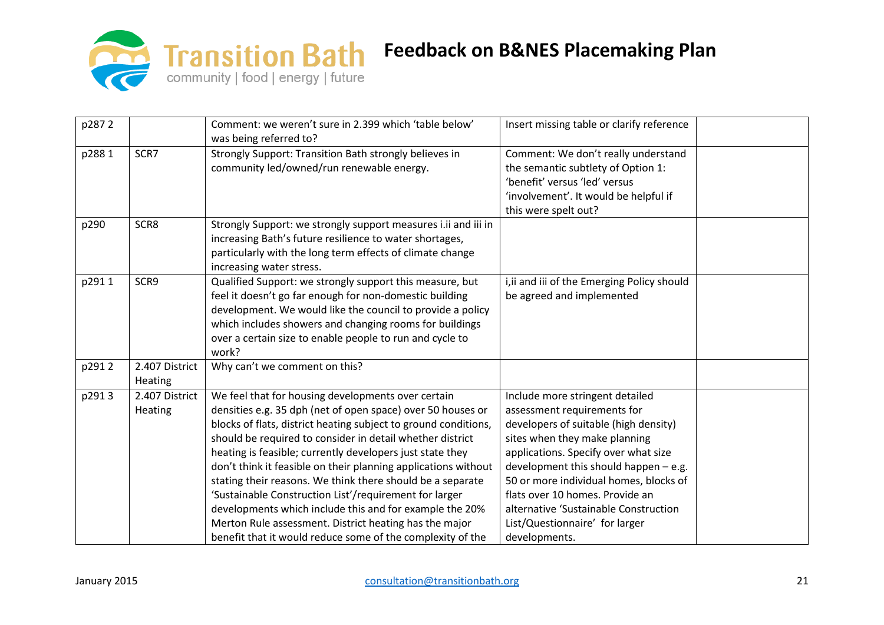| p287 2 | | Comment: we weren't sure in 2.399 which 'table below' was being referred to? | Insert missing table or clarify reference | |
|---|---|---|---|---|
| p288 1 | SCR7 | Strongly Support: Transition Bath strongly believes in community led/owned/run renewable energy. | Comment: We don't really understand the semantic subtlety of Option 1: 'benefit' versus 'led' versus 'involvement'. It would be helpful if this were spelt out? | |
| p290 | SCR8 | Strongly Support: we strongly support measures i.ii and iii in increasing Bath's future resilience to water shortages, particularly with the long term effects of climate change increasing water stress. | | |
| p291 1 | SCR9 | Qualified Support: we strongly support this measure, but feel it doesn't go far enough for non-domestic building development. We would like the council to provide a policy which includes showers and changing rooms for buildings over a certain size to enable people to run and cycle to work? | i,ii and iii of the Emerging Policy should be agreed and implemented | |
| p291 2 | 2.407 District Heating | Why can't we comment on this? | | |
| p291 3 | 2.407 District Heating | We feel that for housing developments over certain densities e.g. 35 dph (net of open space) over 50 houses or blocks of flats, district heating subject to ground conditions, should be required to consider in detail whether district heating is feasible; currently developers just state they don't think it feasible on their planning applications without stating their reasons. We think there should be a separate 'Sustainable Construction List'/requirement for larger developments which include this and for example the 20% Merton Rule assessment. District heating has the major benefit that it would reduce some of the complexity of the | Include more stringent detailed assessment requirements for developers of suitable (high density) sites when they make planning applications. Specify over what size development this should happen – e.g. 50 or more individual homes, blocks of flats over 10 homes. Provide an alternative 'Sustainable Construction List/Questionnaire' for larger developments. | |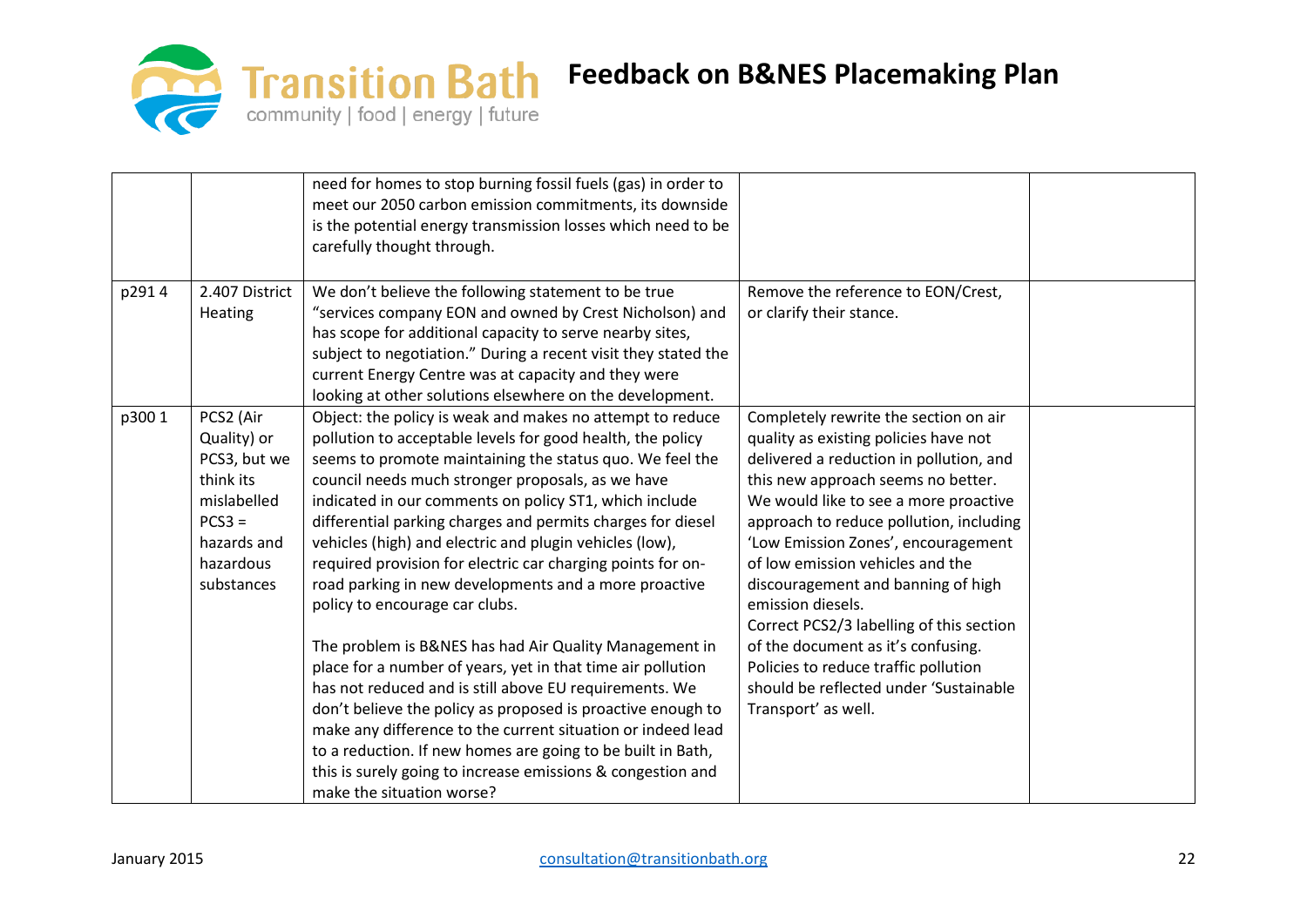| | | | | |
|---|---|---|---|---|
| | | need for homes to stop burning fossil fuels (gas) in order to meet our 2050 carbon emission commitments, its downside is the potential energy transmission losses which need to be carefully thought through. | | |
| p291 4 | 2.407 District Heating | We don't believe the following statement to be true "services company EON and owned by Crest Nicholson) and has scope for additional capacity to serve nearby sites, subject to negotiation." During a recent visit they stated the current Energy Centre was at capacity and they were looking at other solutions elsewhere on the development. | Remove the reference to EON/Crest, or clarify their stance. | |
| p300 1 | PCS2 (Air Quality) or PCS3, but we think its mislabelled PCS3 = hazards and hazardous substances | Object: the policy is weak and makes no attempt to reduce pollution to acceptable levels for good health, the policy seems to promote maintaining the status quo. We feel the council needs much stronger proposals, as we have indicated in our comments on policy ST1, which include differential parking charges and permits charges for diesel vehicles (high) and electric and plugin vehicles (low), required provision for electric car charging points for on-road parking in new developments and a more proactive policy to encourage car clubs.<br><br>The problem is B&NES has had Air Quality Management in place for a number of years, yet in that time air pollution has not reduced and is still above EU requirements. We don't believe the policy as proposed is proactive enough to make any difference to the current situation or indeed lead to a reduction. If new homes are going to be built in Bath, this is surely going to increase emissions & congestion and make the situation worse? | Completely rewrite the section on air quality as existing policies have not delivered a reduction in pollution, and this new approach seems no better. We would like to see a more proactive approach to reduce pollution, including 'Low Emission Zones', encouragement of low emission vehicles and the discouragement and banning of high emission diesels.<br>Correct PCS2/3 labelling of this section of the document as it's confusing.<br>Policies to reduce traffic pollution should be reflected under 'Sustainable Transport' as well. | |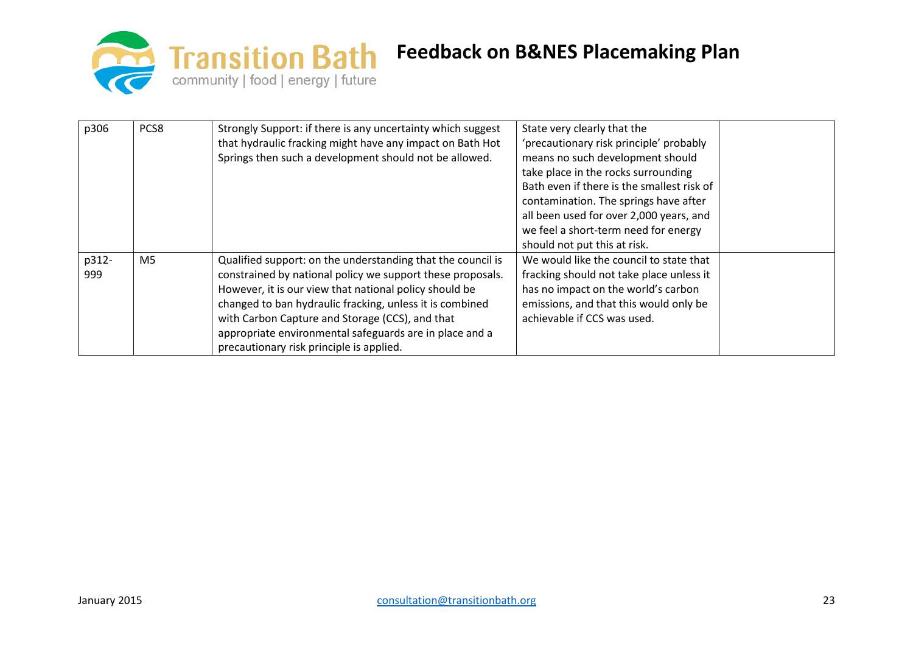| | | | | |
|---|---|---|---|---|
| p306 | PCS8 | Strongly Support: if there is any uncertainty which suggest that hydraulic fracking might have any impact on Bath Hot Springs then such a development should not be allowed. | State very clearly that the 'precautionary risk principle' probably means no such development should take place in the rocks surrounding Bath even if there is the smallest risk of contamination. The springs have after all been used for over 2,000 years, and we feel a short-term need for energy should not put this at risk. | |
| p312-999 | M5 | Qualified support: on the understanding that the council is constrained by national policy we support these proposals. However, it is our view that national policy should be changed to ban hydraulic fracking, unless it is combined with Carbon Capture and Storage (CCS), and that appropriate environmental safeguards are in place and a precautionary risk principle is applied. | We would like the council to state that fracking should not take place unless it has no impact on the world's carbon emissions, and that this would only be achievable if CCS was used. | |